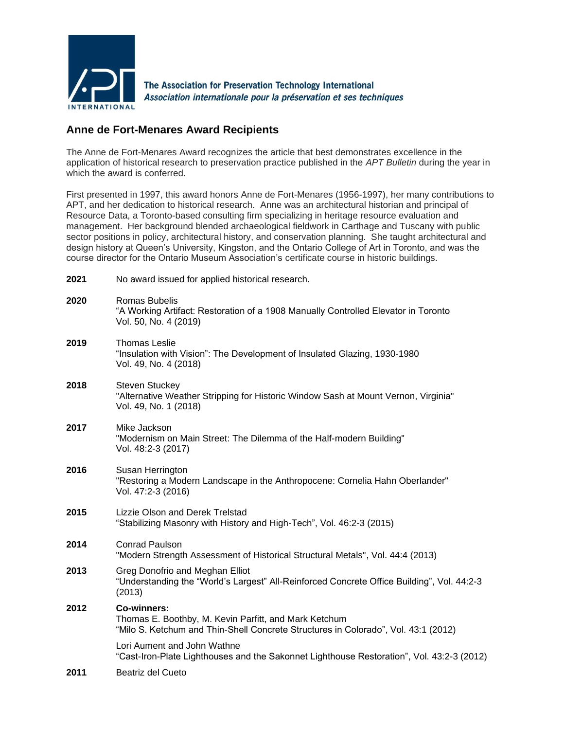The Association for Preservation Technology International
*Association internationale pour la préservation et ses techniques*

## Anne de Fort-Menares Award Recipients

The Anne de Fort-Menares Award recognizes the article that best demonstrates excellence in the application of historical research to preservation practice published in the *APT Bulletin* during the year in which the award is conferred.

First presented in 1997, this award honors Anne de Fort-Menares (1956-1997), her many contributions to APT, and her dedication to historical research. Anne was an architectural historian and principal of Resource Data, a Toronto-based consulting firm specializing in heritage resource evaluation and management. Her background blended archaeological fieldwork in Carthage and Tuscany with public sector positions in policy, architectural history, and conservation planning. She taught architectural and design history at Queen's University, Kingston, and the Ontario College of Art in Toronto, and was the course director for the Ontario Museum Association's certificate course in historic buildings.

**2021** No award issued for applied historical research.

**2020** Romas Bubelis
"A Working Artifact: Restoration of a 1908 Manually Controlled Elevator in Toronto
Vol. 50, No. 4 (2019)

**2019** Thomas Leslie
"Insulation with Vision": The Development of Insulated Glazing, 1930-1980
Vol. 49, No. 4 (2018)

**2018** Steven Stuckey
"Alternative Weather Stripping for Historic Window Sash at Mount Vernon, Virginia"
Vol. 49, No. 1 (2018)

**2017** Mike Jackson
"Modernism on Main Street: The Dilemma of the Half-modern Building"
Vol. 48:2-3 (2017)

**2016** Susan Herrington
"Restoring a Modern Landscape in the Anthropocene: Cornelia Hahn Oberlander"
Vol. 47:2-3 (2016)

**2015** Lizzie Olson and Derek Trelstad
"Stabilizing Masonry with History and High-Tech", Vol. 46:2-3 (2015)

**2014** Conrad Paulson
"Modern Strength Assessment of Historical Structural Metals", Vol. 44:4 (2013)

**2013** Greg Donofrio and Meghan Elliot
"Understanding the "World's Largest" All-Reinforced Concrete Office Building", Vol. 44:2-3 (2013)

**2012** **Co-winners:**
Thomas E. Boothby, M. Kevin Parfitt, and Mark Ketchum
"Milo S. Ketchum and Thin-Shell Concrete Structures in Colorado", Vol. 43:1 (2012)

Lori Aument and John Wathne
"Cast-Iron-Plate Lighthouses and the Sakonnet Lighthouse Restoration", Vol. 43:2-3 (2012)

**2011** Beatriz del Cueto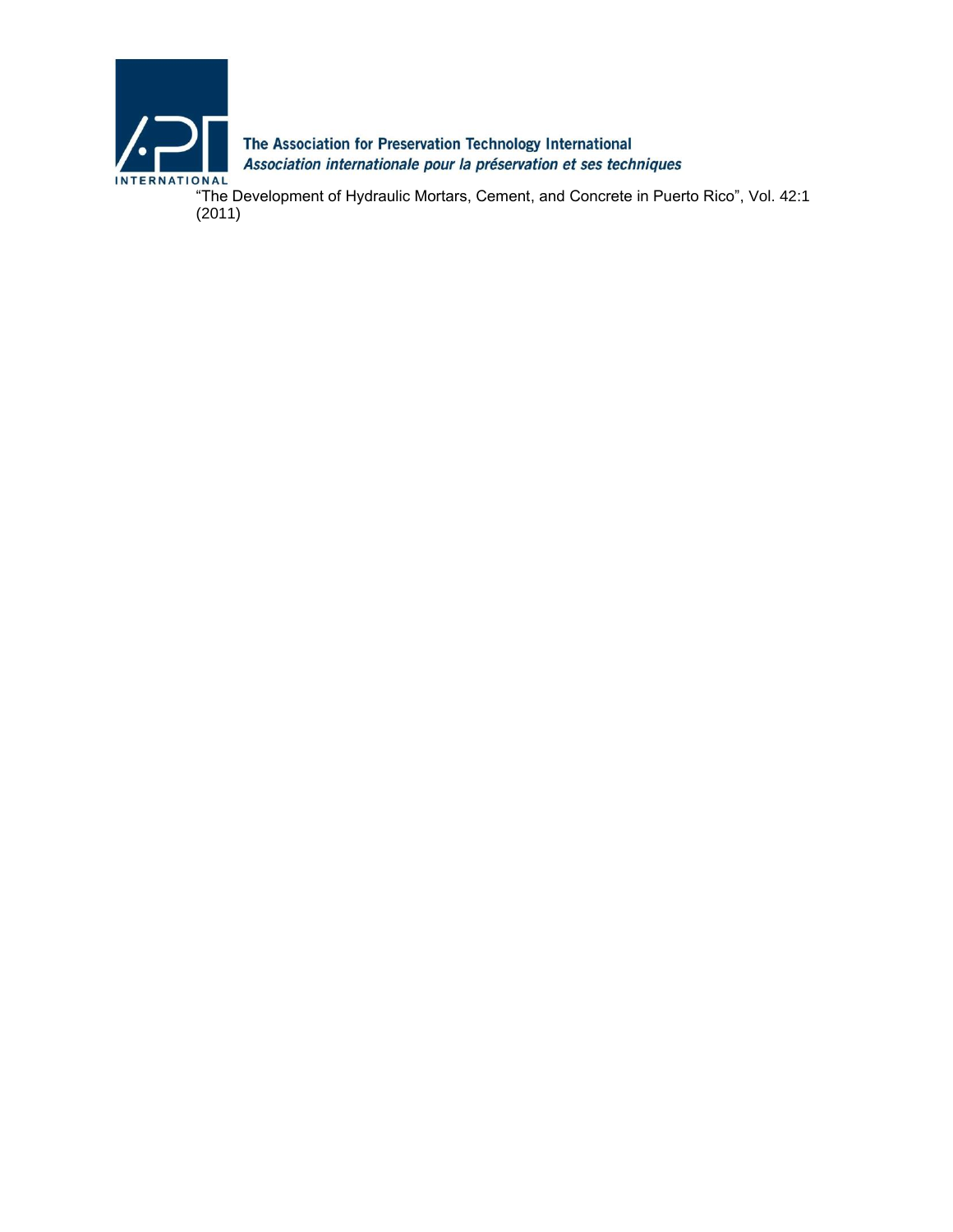The Association for Preservation Technology International

*Association internationale pour la préservation et ses techniques*

"The Development of Hydraulic Mortars, Cement, and Concrete in Puerto Rico", Vol. 42:1 (2011)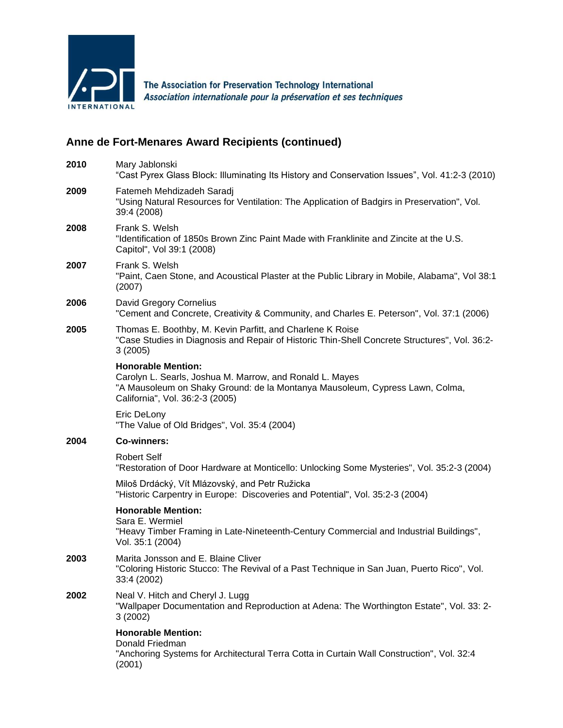The Association for Preservation Technology International
*Association internationale pour la préservation et ses techniques*

## Anne de Fort-Menares Award Recipients (continued)

**2010** Mary Jablonski
"Cast Pyrex Glass Block: Illuminating Its History and Conservation Issues", Vol. 41:2-3 (2010)

**2009** Fatemeh Mehdizadeh Saradj
"Using Natural Resources for Ventilation: The Application of Badgirs in Preservation", Vol. 39:4 (2008)

**2008** Frank S. Welsh
"Identification of 1850s Brown Zinc Paint Made with Franklinite and Zincite at the U.S. Capitol", Vol 39:1 (2008)

**2007** Frank S. Welsh
"Paint, Caen Stone, and Acoustical Plaster at the Public Library in Mobile, Alabama", Vol 38:1 (2007)

**2006** David Gregory Cornelius
"Cement and Concrete, Creativity & Community, and Charles E. Peterson", Vol. 37:1 (2006)

**2005** Thomas E. Boothby, M. Kevin Parfitt, and Charlene K Roise
"Case Studies in Diagnosis and Repair of Historic Thin-Shell Concrete Structures", Vol. 36:2-3 (2005)

**Honorable Mention:**
Carolyn L. Searls, Joshua M. Marrow, and Ronald L. Mayes
"A Mausoleum on Shaky Ground: de la Montanya Mausoleum, Cypress Lawn, Colma, California", Vol. 36:2-3 (2005)

Eric DeLony
"The Value of Old Bridges", Vol. 35:4 (2004)

**2004** **Co-winners:**

Robert Self
"Restoration of Door Hardware at Monticello: Unlocking Some Mysteries", Vol. 35:2-3 (2004)

Miloš Drdácký, Vít Mlázovský, and Petr Ružicka
"Historic Carpentry in Europe: Discoveries and Potential", Vol. 35:2-3 (2004)

**Honorable Mention:**
Sara E. Wermiel
"Heavy Timber Framing in Late-Nineteenth-Century Commercial and Industrial Buildings", Vol. 35:1 (2004)

**2003** Marita Jonsson and E. Blaine Cliver
"Coloring Historic Stucco: The Revival of a Past Technique in San Juan, Puerto Rico", Vol. 33:4 (2002)

**2002** Neal V. Hitch and Cheryl J. Lugg
"Wallpaper Documentation and Reproduction at Adena: The Worthington Estate", Vol. 33: 2-3 (2002)

**Honorable Mention:**
Donald Friedman
"Anchoring Systems for Architectural Terra Cotta in Curtain Wall Construction", Vol. 32:4 (2001)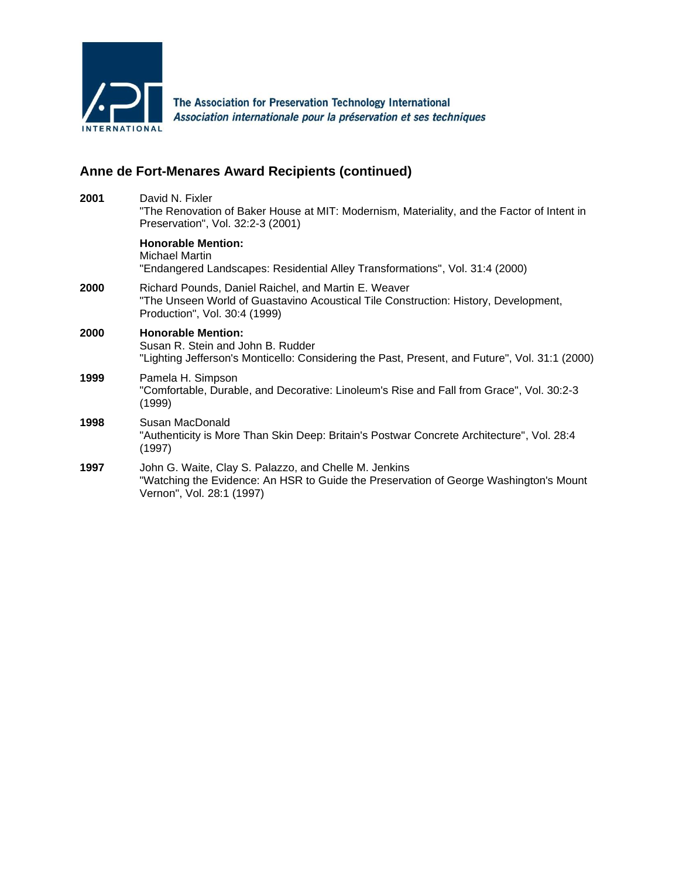The Association for Preservation Technology International
*Association internationale pour la préservation et ses techniques*

## Anne de Fort-Menares Award Recipients (continued)

**2001** David N. Fixler
"The Renovation of Baker House at MIT: Modernism, Materiality, and the Factor of Intent in Preservation", Vol. 32:2-3 (2001)

**Honorable Mention:**
Michael Martin
"Endangered Landscapes: Residential Alley Transformations", Vol. 31:4 (2000)

**2000** Richard Pounds, Daniel Raichel, and Martin E. Weaver
"The Unseen World of Guastavino Acoustical Tile Construction: History, Development, Production", Vol. 30:4 (1999)

**2000** **Honorable Mention:**
Susan R. Stein and John B. Rudder
"Lighting Jefferson's Monticello: Considering the Past, Present, and Future", Vol. 31:1 (2000)

**1999** Pamela H. Simpson
"Comfortable, Durable, and Decorative: Linoleum's Rise and Fall from Grace", Vol. 30:2-3 (1999)

**1998** Susan MacDonald
"Authenticity is More Than Skin Deep: Britain's Postwar Concrete Architecture", Vol. 28:4 (1997)

**1997** John G. Waite, Clay S. Palazzo, and Chelle M. Jenkins
"Watching the Evidence: An HSR to Guide the Preservation of George Washington's Mount Vernon", Vol. 28:1 (1997)